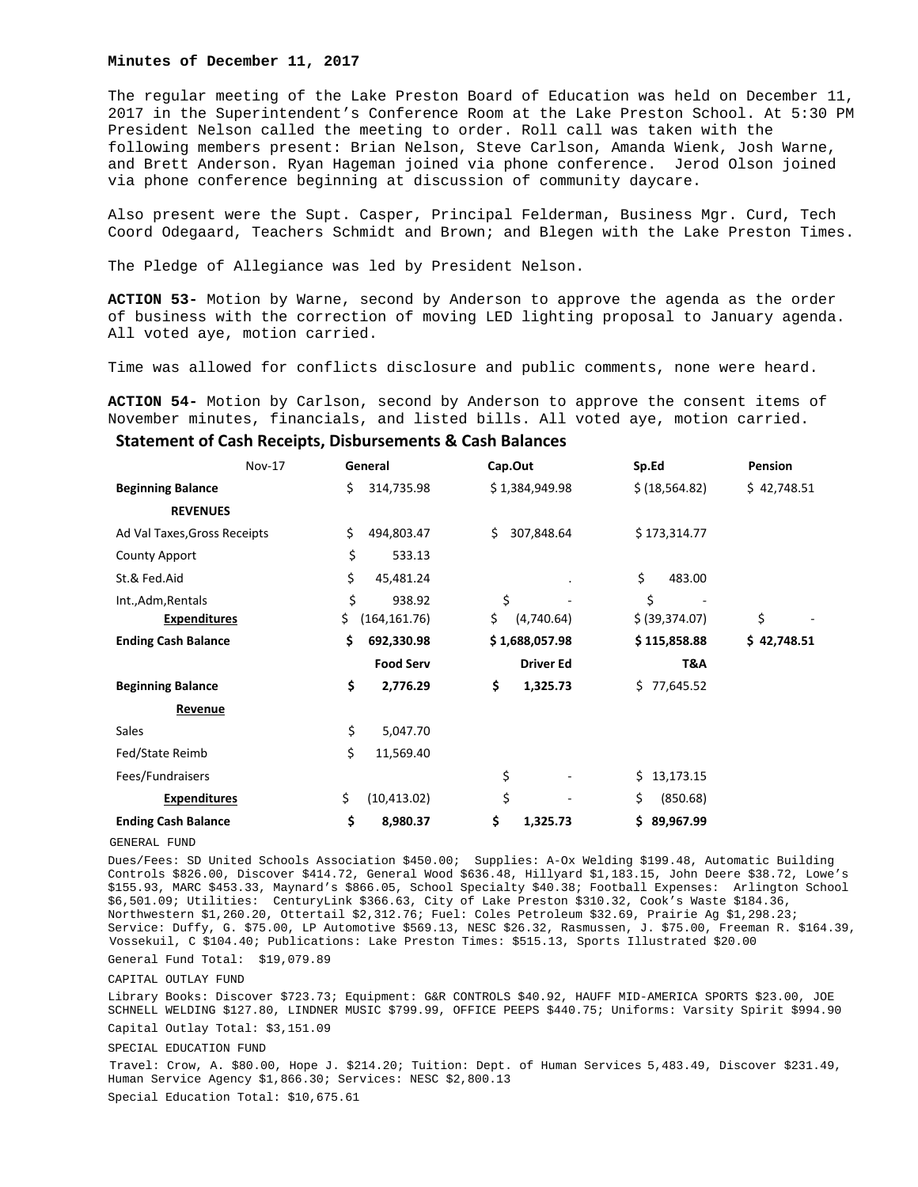**Minutes of December 11, 2017**

The regular meeting of the Lake Preston Board of Education was held on December 11, 2017 in the Superintendent's Conference Room at the Lake Preston School. At 5:30 PM President Nelson called the meeting to order. Roll call was taken with the following members present: Brian Nelson, Steve Carlson, Amanda Wienk, Josh Warne, and Brett Anderson. Ryan Hageman joined via phone conference. Jerod Olson joined via phone conference beginning at discussion of community daycare.

Also present were the Supt. Casper, Principal Felderman, Business Mgr. Curd, Tech Coord Odegaard, Teachers Schmidt and Brown; and Blegen with the Lake Preston Times.

The Pledge of Allegiance was led by President Nelson.

**ACTION 53-** Motion by Warne, second by Anderson to approve the agenda as the order of business with the correction of moving LED lighting proposal to January agenda. All voted aye, motion carried.

Time was allowed for conflicts disclosure and public comments, none were heard.

**ACTION 54-** Motion by Carlson, second by Anderson to approve the consent items of November minutes, financials, and listed bills. All voted aye, motion carried.

## Statement of Cash Receipts, Disbursements & Cash Balances

| Nov-17 | General | Cap.Out | Sp.Ed | Pension |
|---|---|---|---|---|
| **Beginning Balance** | $ 314,735.98 | $ 1,384,949.98 | $ (18,564.82) | $ 42,748.51 |
| **REVENUES** | | | | |
| Ad Val Taxes,Gross Receipts | $ 494,803.47 | $ 307,848.64 | $ 173,314.77 | |
| County Apport | $ 533.13 | | | |
| St.& Fed.Aid | $ 45,481.24 | . | $ 483.00 | |
| Int.,Adm,Rentals | $ 938.92 | $ - | $ - | |
| **Expenditures** | $ (164,161.76) | $ (4,740.64) | $ (39,374.07) | $ - |
| **Ending Cash Balance** | **$ 692,330.98** | **$ 1,688,057.98** | **$ 115,858.88** | **$ 42,748.51** |
| | **Food Serv** | **Driver Ed** | **T&A** | |
| **Beginning Balance** | **$ 2,776.29** | **$ 1,325.73** | $ 77,645.52 | |
| **Revenue** | | | | |
| Sales | $ 5,047.70 | | | |
| Fed/State Reimb | $ 11,569.40 | | | |
| Fees/Fundraisers | | $ - | $ 13,173.15 | |
| **Expenditures** | $ (10,413.02) | $ - | $ (850.68) | |
| **Ending Cash Balance** | **$ 8,980.37** | **$ 1,325.73** | **$ 89,967.99** | |

GENERAL FUND

Dues/Fees: SD United Schools Association $450.00; Supplies: A-Ox Welding $199.48, Automatic Building Controls $826.00, Discover $414.72, General Wood $636.48, Hillyard $1,183.15, John Deere $38.72, Lowe's $155.93, MARC $453.33, Maynard's $866.05, School Specialty $40.38; Football Expenses: Arlington School $6,501.09; Utilities: CenturyLink $366.63, City of Lake Preston $310.32, Cook's Waste $184.36, Northwestern $1,260.20, Ottertail $2,312.76; Fuel: Coles Petroleum $32.69, Prairie Ag $1,298.23; Service: Duffy, G. $75.00, LP Automotive $569.13, NESC $26.32, Rasmussen, J. $75.00, Freeman R. $164.39, Vossekuil, C $104.40; Publications: Lake Preston Times: $515.13, Sports Illustrated $20.00

General Fund Total: $19,079.89

CAPITAL OUTLAY FUND

Library Books: Discover $723.73; Equipment: G&R CONTROLS $40.92, HAUFF MID-AMERICA SPORTS $23.00, JOE SCHNELL WELDING $127.80, LINDNER MUSIC $799.99, OFFICE PEEPS $440.75; Uniforms: Varsity Spirit $994.90

Capital Outlay Total: $3,151.09

SPECIAL EDUCATION FUND

Travel: Crow, A. $80.00, Hope J. $214.20; Tuition: Dept. of Human Services 5,483.49, Discover $231.49, Human Service Agency $1,866.30; Services: NESC $2,800.13

Special Education Total: $10,675.61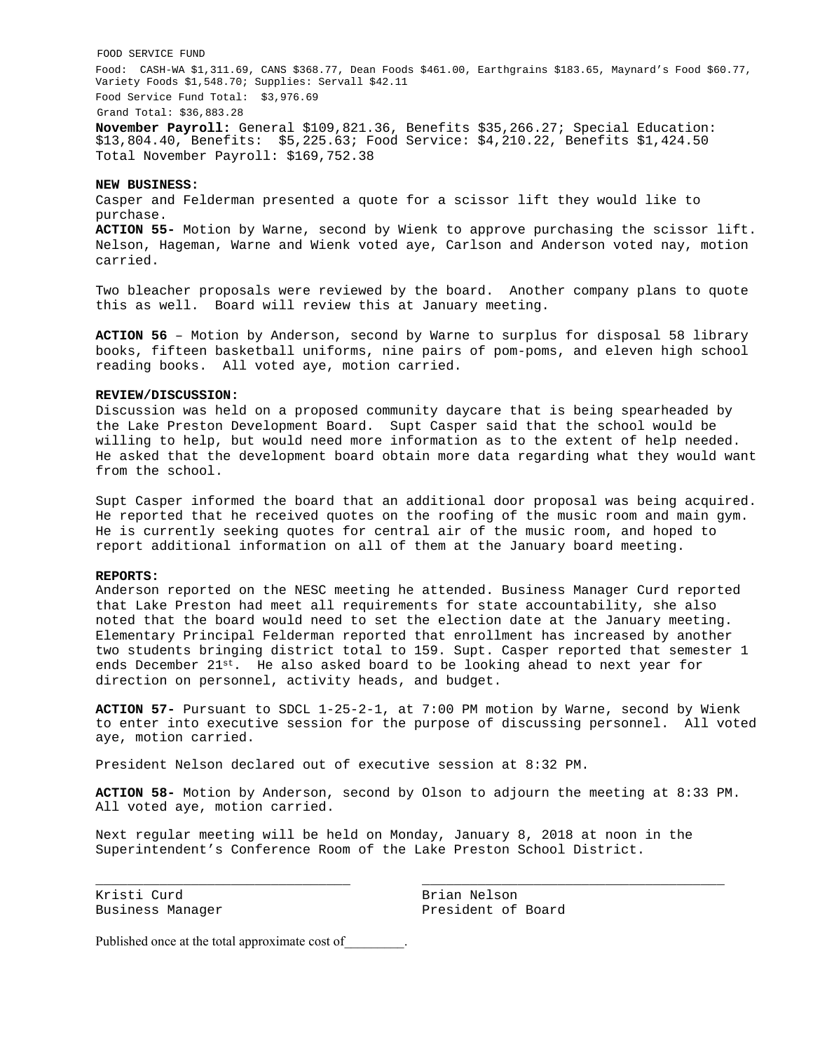FOOD SERVICE FUND

Food: CASH-WA $1,311.69, CANS $368.77, Dean Foods $461.00, Earthgrains $183.65, Maynard's Food $60.77, Variety Foods $1,548.70; Supplies: Servall $42.11

Food Service Fund Total: $3,976.69

Grand Total: $36,883.28

**November Payroll:** General $109,821.36, Benefits $35,266.27; Special Education: $13,804.40, Benefits: $5,225.63; Food Service: $4,210.22, Benefits $1,424.50
Total November Payroll: $169,752.38

**NEW BUSINESS:**

Casper and Felderman presented a quote for a scissor lift they would like to purchase.

**ACTION 55-** Motion by Warne, second by Wienk to approve purchasing the scissor lift. Nelson, Hageman, Warne and Wienk voted aye, Carlson and Anderson voted nay, motion carried.

Two bleacher proposals were reviewed by the board. Another company plans to quote this as well. Board will review this at January meeting.

**ACTION 56** – Motion by Anderson, second by Warne to surplus for disposal 58 library books, fifteen basketball uniforms, nine pairs of pom-poms, and eleven high school reading books. All voted aye, motion carried.

**REVIEW/DISCUSSION:**

Discussion was held on a proposed community daycare that is being spearheaded by the Lake Preston Development Board. Supt Casper said that the school would be willing to help, but would need more information as to the extent of help needed. He asked that the development board obtain more data regarding what they would want from the school.

Supt Casper informed the board that an additional door proposal was being acquired. He reported that he received quotes on the roofing of the music room and main gym. He is currently seeking quotes for central air of the music room, and hoped to report additional information on all of them at the January board meeting.

**REPORTS:**

Anderson reported on the NESC meeting he attended. Business Manager Curd reported that Lake Preston had meet all requirements for state accountability, she also noted that the board would need to set the election date at the January meeting. Elementary Principal Felderman reported that enrollment has increased by another two students bringing district total to 159. Supt. Casper reported that semester 1 ends December 21st. He also asked board to be looking ahead to next year for direction on personnel, activity heads, and budget.

**ACTION 57-** Pursuant to SDCL 1-25-2-1, at 7:00 PM motion by Warne, second by Wienk to enter into executive session for the purpose of discussing personnel. All voted aye, motion carried.

President Nelson declared out of executive session at 8:32 PM.

**ACTION 58-** Motion by Anderson, second by Olson to adjourn the meeting at 8:33 PM. All voted aye, motion carried.

Next regular meeting will be held on Monday, January 8, 2018 at noon in the Superintendent's Conference Room of the Lake Preston School District.

| | |
|---|---|
| \_\_\_\_\_\_\_\_\_\_\_\_\_\_\_\_\_\_\_\_\_\_\_\_\_\_\_\_\_\_ | \_\_\_\_\_\_\_\_\_\_\_\_\_\_\_\_\_\_\_\_\_\_\_\_\_\_\_\_\_\_ |
| Kristi Curd | Brian Nelson |
| Business Manager | President of Board |

Published once at the total approximate cost of\_\_\_\_\_\_\_\_\_.